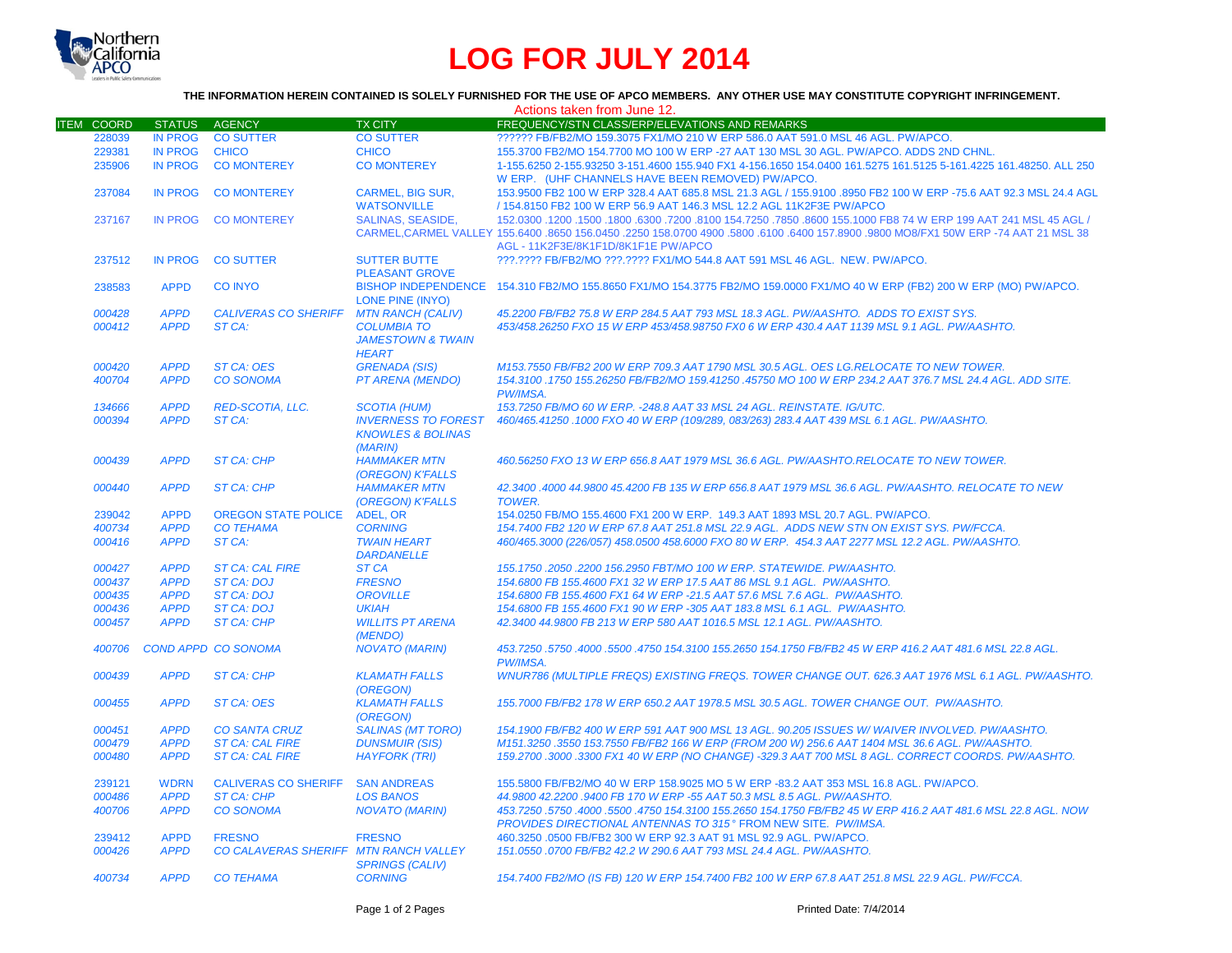# LOG FOR JULY 2014

**THE INFORMATION HEREIN CONTAINED IS SOLELY FURNISHED FOR THE USE OF APCO MEMBERS. ANY OTHER USE MAY CONSTITUTE COPYRIGHT INFRINGEMENT.**

Actions taken from June 12.

| ITEM | COORD | STATUS | AGENCY | TX CITY | FREQUENCY/STN CLASS/ERP/ELEVATIONS AND REMARKS |
|---|---|---|---|---|---|
| | 228039 | IN PROG | CO SUTTER | CO SUTTER | ?????? FB/FB2/MO 159.3075 FX1/MO 210 W ERP 586.0 AAT 591.0 MSL 46 AGL. PW/APCO. |
| | 229381 | IN PROG | CHICO | CHICO | 155.3700 FB2/MO 154.7700 MO 100 W ERP -27 AAT 130 MSL 30 AGL. PW/APCO. ADDS 2ND CHNL. |
| | 235906 | IN PROG | CO MONTEREY | CO MONTEREY | 1-155.6250 2-155.93250 3-151.4600 155.940 FX1 4-156.1650 154.0400 161.5275 161.5125 5-161.4225 161.48250. ALL 250 W ERP. (UHF CHANNELS HAVE BEEN REMOVED) PW/APCO. |
| | 237084 | IN PROG | CO MONTEREY | CARMEL, BIG SUR, WATSONVILLE | 153.9500 FB2 100 W ERP 328.4 AAT 685.8 MSL 21.3 AGL / 155.9100 .8950 FB2 100 W ERP -75.6 AAT 92.3 MSL 24.4 AGL / 154.8150 FB2 100 W ERP 56.9 AAT 146.3 MSL 12.2 AGL 11K2F3E PW/APCO |
| | 237167 | IN PROG | CO MONTEREY | SALINAS, SEASIDE, CARMEL,CARMEL VALLEY | 152.0300 .1200 .1500 .1800 .6300 .7200 .8100 154.7250 .7850 .8600 155.1000 FB8 74 W ERP 199 AAT 241 MSL 45 AGL / 155.6400 .8650 156.0450 .2250 158.0700 4900 .5800 .6100 .6400 157.8900 .9800 MO8/FX1 50W ERP -74 AAT 21 MSL 38 AGL - 11K2F3E/8K1F1D/8K1F1E PW/APCO |
| | 237512 | IN PROG | CO SUTTER | SUTTER BUTTE PLEASANT GROVE | ???.???? FB/FB2/MO ???.???? FX1/MO 544.8 AAT 591 MSL 46 AGL. NEW. PW/APCO. |
| | 238583 | APPD | CO INYO | BISHOP INDEPENDENCE LONE PINE (INYO) | 154.310 FB2/MO 155.8650 FX1/MO 154.3775 FB2/MO 159.0000 FX1/MO 40 W ERP (FB2) 200 W ERP (MO) PW/APCO. |
| | *000428* | *APPD* | *CALIVERAS CO SHERIFF* | *MTN RANCH (CALIV)* | *45.2200 FB/FB2 75.8 W ERP 284.5 AAT 793 MSL 18.3 AGL. PW/AASHTO. ADDS TO EXIST SYS.* |
| | *000412* | *APPD* | *ST CA:* | *COLUMBIA TO JAMESTOWN & TWAIN HEART* | *453/458.26250 FXO 15 W ERP 453/458.98750 FX0 6 W ERP 430.4 AAT 1139 MSL 9.1 AGL. PW/AASHTO.* |
| | *000420* | *APPD* | *ST CA: OES* | *GRENADA (SIS)* | *M153.7550 FB/FB2 200 W ERP 709.3 AAT 1790 MSL 30.5 AGL. OES LG.RELOCATE TO NEW TOWER.* |
| | *400704* | *APPD* | *CO SONOMA* | *PT ARENA (MENDO)* | *154.3100 .1750 155.26250 FB/FB2/MO 159.41250 .45750 MO 100 W ERP 234.2 AAT 376.7 MSL 24.4 AGL. ADD SITE. PW/IMSA.* |
| | *134666* | *APPD* | *RED-SCOTIA, LLC.* | *SCOTIA (HUM)* | *153.7250 FB/MO 60 W ERP. -248.8 AAT 33 MSL 24 AGL. REINSTATE. IG/UTC.* |
| | *000394* | *APPD* | *ST CA:* | *INVERNESS TO FOREST KNOWLES & BOLINAS (MARIN)* | *460/465.41250 .1000 FXO 40 W ERP (109/289, 083/263) 283.4 AAT 439 MSL 6.1 AGL. PW/AASHTO.* |
| | *000439* | *APPD* | *ST CA: CHP* | *HAMMAKER MTN (OREGON) K'FALLS* | *460.56250 FXO 13 W ERP 656.8 AAT 1979 MSL 36.6 AGL. PW/AASHTO.RELOCATE TO NEW TOWER.* |
| | *000440* | *APPD* | *ST CA: CHP* | *HAMMAKER MTN (OREGON) K'FALLS* | *42.3400 .4000 44.9800 45.4200 FB 135 W ERP 656.8 AAT 1979 MSL 36.6 AGL. PW/AASHTO. RELOCATE TO NEW TOWER.* |
| | 239042 | APPD | OREGON STATE POLICE | ADEL, OR | 154.0250 FB/MO 155.4600 FX1 200 W ERP. 149.3 AAT 1893 MSL 20.7 AGL. PW/APCO. |
| | *400734* | *APPD* | *CO TEHAMA* | *CORNING* | *154.7400 FB2 120 W ERP 67.8 AAT 251.8 MSL 22.9 AGL. ADDS NEW STN ON EXIST SYS. PW/FCCA.* |
| | *000416* | *APPD* | *ST CA:* | *TWAIN HEART DARDANELLE* | *460/465.3000 (226/057) 458.0500 458.6000 FXO 80 W ERP. 454.3 AAT 2277 MSL 12.2 AGL. PW/AASHTO.* |
| | *000427* | *APPD* | *ST CA: CAL FIRE* | *ST CA* | *155.1750 .2050 .2200 156.2950 FBT/MO 100 W ERP. STATEWIDE. PW/AASHTO.* |
| | *000437* | *APPD* | *ST CA: DOJ* | *FRESNO* | *154.6800 FB 155.4600 FX1 32 W ERP 17.5 AAT 86 MSL 9.1 AGL. PW/AASHTO.* |
| | *000435* | *APPD* | *ST CA: DOJ* | *OROVILLE* | *154.6800 FB 155.4600 FX1 64 W ERP -21.5 AAT 57.6 MSL 7.6 AGL. PW/AASHTO.* |
| | *000436* | *APPD* | *ST CA: DOJ* | *UKIAH* | *154.6800 FB 155.4600 FX1 90 W ERP -305 AAT 183.8 MSL 6.1 AGL. PW/AASHTO.* |
| | *000457* | *APPD* | *ST CA: CHP* | *WILLITS PT ARENA (MENDO)* | *42.3400 44.9800 FB 213 W ERP 580 AAT 1016.5 MSL 12.1 AGL. PW/AASHTO.* |
| | *400706* | *COND APPD* | *CO SONOMA* | *NOVATO (MARIN)* | *453.7250 .5750 .4000 .5500 .4750 154.3100 155.2650 154.1750 FB/FB2 45 W ERP 416.2 AAT 481.6 MSL 22.8 AGL. PW/IMSA.* |
| | *000439* | *APPD* | *ST CA: CHP* | *KLAMATH FALLS (OREGON)* | *WNUR786 (MULTIPLE FREQS) EXISTING FREQS. TOWER CHANGE OUT. 626.3 AAT 1976 MSL 6.1 AGL. PW/AASHTO.* |
| | *000455* | *APPD* | *ST CA: OES* | *KLAMATH FALLS (OREGON)* | *155.7000 FB/FB2 178 W ERP 650.2 AAT 1978.5 MSL 30.5 AGL. TOWER CHANGE OUT. PW/AASHTO.* |
| | *000451* | *APPD* | *CO SANTA CRUZ* | *SALINAS (MT TORO)* | *154.1900 FB/FB2 400 W ERP 591 AAT 900 MSL 13 AGL. 90.205 ISSUES W/ WAIVER INVOLVED. PW/AASHTO.* |
| | *000479* | *APPD* | *ST CA: CAL FIRE* | *DUNSMUIR (SIS)* | *M151.3250 .3550 153.7550 FB/FB2 166 W ERP (FROM 200 W) 256.6 AAT 1404 MSL 36.6 AGL. PW/AASHTO.* |
| | *000480* | *APPD* | *ST CA: CAL FIRE* | *HAYFORK (TRI)* | *159.2700 .3000 .3300 FX1 40 W ERP (NO CHANGE) -329.3 AAT 700 MSL 8 AGL. CORRECT COORDS. PW/AASHTO.* |
| | 239121 | WDRN | CALIVERAS CO SHERIFF | SAN ANDREAS | 155.5800 FB/FB2/MO 40 W ERP 158.9025 MO 5 W ERP -83.2 AAT 353 MSL 16.8 AGL. PW/APCO. |
| | *000486* | *APPD* | *ST CA: CHP* | *LOS BANOS* | *44.9800 42.2200 .9400 FB 170 W ERP -55 AAT 50.3 MSL 8.5 AGL. PW/AASHTO.* |
| | *400706* | *APPD* | *CO SONOMA* | *NOVATO (MARIN)* | *453.7250 .5750 .4000 .5500 .4750 154.3100 155.2650 154.1750 FB/FB2 45 W ERP 416.2 AAT 481.6 MSL 22.8 AGL. NOW PROVIDES DIRECTIONAL ANTENNAS TO 315° FROM NEW SITE. PW/IMSA.* |
| | 239412 | APPD | FRESNO | FRESNO | 460.3250 .0500 FB/FB2 300 W ERP 92.3 AAT 91 MSL 92.9 AGL. PW/APCO. |
| | *000426* | *APPD* | *CO CALAVERAS SHERIFF* | *MTN RANCH VALLEY SPRINGS (CALIV)* | *151.0550 .0700 FB/FB2 42.2 W 290.6 AAT 793 MSL 24.4 AGL. PW/AASHTO.* |
| | *400734* | *APPD* | *CO TEHAMA* | *CORNING* | *154.7400 FB2/MO (IS FB) 120 W ERP 154.7400 FB2 100 W ERP 67.8 AAT 251.8 MSL 22.9 AGL. PW/FCCA.* |

Printed Date: 7/4/2014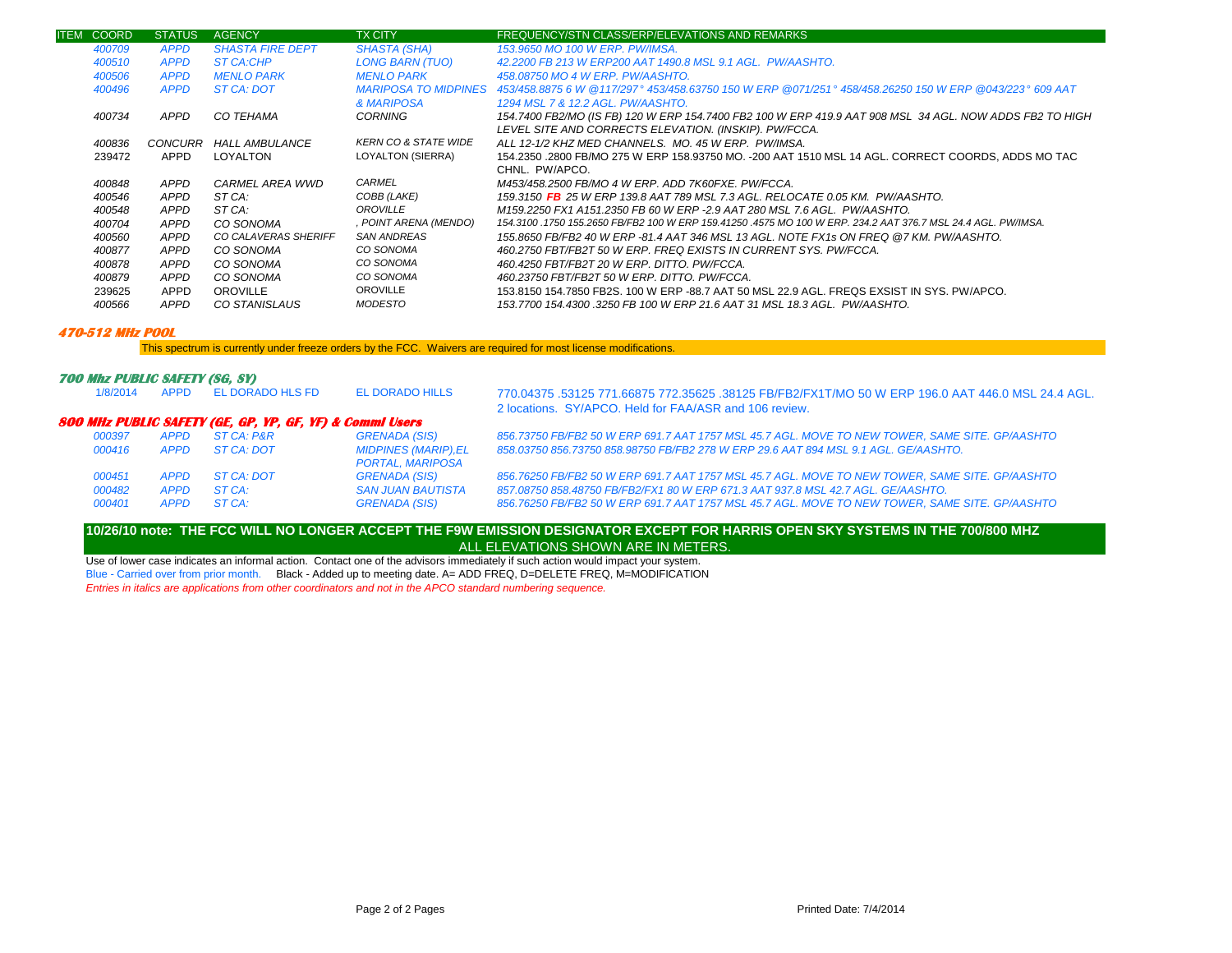| ITEM | COORD | STATUS | AGENCY | TX CITY | FREQUENCY/STN CLASS/ERP/ELEVATIONS AND REMARKS |
|---|---|---|---|---|---|
| | *400709* | *APPD* | *SHASTA FIRE DEPT* | *SHASTA (SHA)* | *153.9650 MO 100 W ERP. PW/IMSA.* |
| | *400510* | *APPD* | *ST CA:CHP* | *LONG BARN (TUO)* | *42.2200 FB 213 W ERP200 AAT 1490.8 MSL 9.1 AGL. PW/AASHTO.* |
| | *400506* | *APPD* | *MENLO PARK* | *MENLO PARK* | *458.08750 MO 4 W ERP. PW/AASHTO.* |
| | *400496* | *APPD* | *ST CA: DOT* | *MARIPOSA TO MIDPINES & MARIPOSA* | *453/458.8875 6 W @117/297° 453/458.63750 150 W ERP @071/251° 458/458.26250 150 W ERP @043/223° 609 AAT 1294 MSL 7 & 12.2 AGL. PW/AASHTO.* |
| | *400734* | *APPD* | *CO TEHAMA* | *CORNING* | *154.7400 FB2/MO (IS FB) 120 W ERP 154.7400 FB2 100 W ERP 419.9 AAT 908 MSL 34 AGL. NOW ADDS FB2 TO HIGH LEVEL SITE AND CORRECTS ELEVATION. (INSKIP). PW/FCCA.* |
| | *400836* | *CONCURR* | *HALL AMBULANCE* | *KERN CO & STATE WIDE* | *ALL 12-1/2 KHZ MED CHANNELS. MO. 45 W ERP. PW/IMSA.* |
| | 239472 | APPD | LOYALTON | LOYALTON (SIERRA) | 154.2350 .2800 FB/MO 275 W ERP 158.93750 MO. -200 AAT 1510 MSL 14 AGL. CORRECT COORDS, ADDS MO TAC CHNL. PW/APCO. |
| | *400848* | *APPD* | *CARMEL AREA WWD* | *CARMEL* | *M453/458.2500 FB/MO 4 W ERP. ADD 7K60FXE. PW/FCCA.* |
| | *400546* | *APPD* | *ST CA:* | *COBB (LAKE)* | *159.3150 **FB** 25 W ERP 139.8 AAT 789 MSL 7.3 AGL. RELOCATE 0.05 KM. PW/AASHTO.* |
| | *400548* | *APPD* | *ST CA:* | *OROVILLE* | *M159.2250 FX1 A151.2350 FB 60 W ERP -2.9 AAT 280 MSL 7.6 AGL. PW/AASHTO.* |
| | *400704* | *APPD* | *CO SONOMA* | *, POINT ARENA (MENDO)* | *154.3100 .1750 155.2650 FB/FB2 100 W ERP 159.41250 .4575 MO 100 W ERP. 234.2 AAT 376.7 MSL 24.4 AGL. PW/IMSA.* |
| | *400560* | *APPD* | *CO CALAVERAS SHERIFF* | *SAN ANDREAS* | *155.8650 FB/FB2 40 W ERP -81.4 AAT 346 MSL 13 AGL. NOTE FX1s ON FREQ @7 KM. PW/AASHTO.* |
| | *400877* | *APPD* | *CO SONOMA* | *CO SONOMA* | *460.2750 FBT/FB2T 50 W ERP. FREQ EXISTS IN CURRENT SYS. PW/FCCA.* |
| | *400878* | *APPD* | *CO SONOMA* | *CO SONOMA* | *460.4250 FBT/FB2T 20 W ERP. DITTO. PW/FCCA.* |
| | *400879* | *APPD* | *CO SONOMA* | *CO SONOMA* | *460.23750 FBT/FB2T 50 W ERP. DITTO. PW/FCCA.* |
| | 239625 | APPD | OROVILLE | OROVILLE | 153.8150 154.7850 FB2S. 100 W ERP -88.7 AAT 50 MSL 22.9 AGL. FREQS EXSIST IN SYS. PW/APCO. |
| | *400566* | *APPD* | *CO STANISLAUS* | *MODESTO* | *153.7700 154.4300 .3250 FB 100 W ERP 21.6 AAT 31 MSL 18.3 AGL. PW/AASHTO.* |

### *470-512 MHz POOL*

This spectrum is currently under freeze orders by the FCC. Waivers are required for most license modifications.

### *700 Mhz PUBLIC SAFETY (SG, SY)*

| | | | | |
|---|---|---|---|---|
| 1/8/2014 | APPD | EL DORADO HLS FD | EL DORADO HILLS | 770.04375 .53125 771.66875 772.35625 .38125 FB/FB2/FX1T/MO 50 W ERP 196.0 AAT 446.0 MSL 24.4 AGL. 2 locations. SY/APCO. Held for FAA/ASR and 106 review. |

### *800 MHz PUBLIC SAFETY (GE, GP, YP, GF, YF) & Comml Users*

| | | | | |
|---|---|---|---|---|
| *000397* | *APPD* | *ST CA: P&R* | *GRENADA (SIS)* | *856.73750 FB/FB2 50 W ERP 691.7 AAT 1757 MSL 45.7 AGL. MOVE TO NEW TOWER, SAME SITE. GP/AASHTO* |
| *000416* | *APPD* | *ST CA: DOT* | *MIDPINES (MARIP),EL PORTAL, MARIPOSA* | *858.03750 856.73750 858.98750 FB/FB2 278 W ERP 29.6 AAT 894 MSL 9.1 AGL. GE/AASHTO.* |
| *000451* | *APPD* | *ST CA: DOT* | *GRENADA (SIS)* | *856.76250 FB/FB2 50 W ERP 691.7 AAT 1757 MSL 45.7 AGL. MOVE TO NEW TOWER, SAME SITE. GP/AASHTO* |
| *000482* | *APPD* | *ST CA:* | *SAN JUAN BAUTISTA* | *857.08750 858.48750 FB/FB2/FX1 80 W ERP 671.3 AAT 937.8 MSL 42.7 AGL. GE/AASHTO.* |
| *000401* | *APPD* | *ST CA:* | *GRENADA (SIS)* | *856.76250 FB/FB2 50 W ERP 691.7 AAT 1757 MSL 45.7 AGL. MOVE TO NEW TOWER, SAME SITE. GP/AASHTO* |

**10/26/10 note: THE FCC WILL NO LONGER ACCEPT THE F9W EMISSION DESIGNATOR EXCEPT FOR HARRIS OPEN SKY SYSTEMS IN THE 700/800 MHZ**

ALL ELEVATIONS SHOWN ARE IN METERS.

Use of lower case indicates an informal action. Contact one of the advisors immediately if such action would impact your system.

Blue - Carried over from prior month. Black - Added up to meeting date. A= ADD FREQ, D=DELETE FREQ, M=MODIFICATION

*Entries in italics are applications from other coordinators and not in the APCO standard numbering sequence.*

Printed Date: 7/4/2014